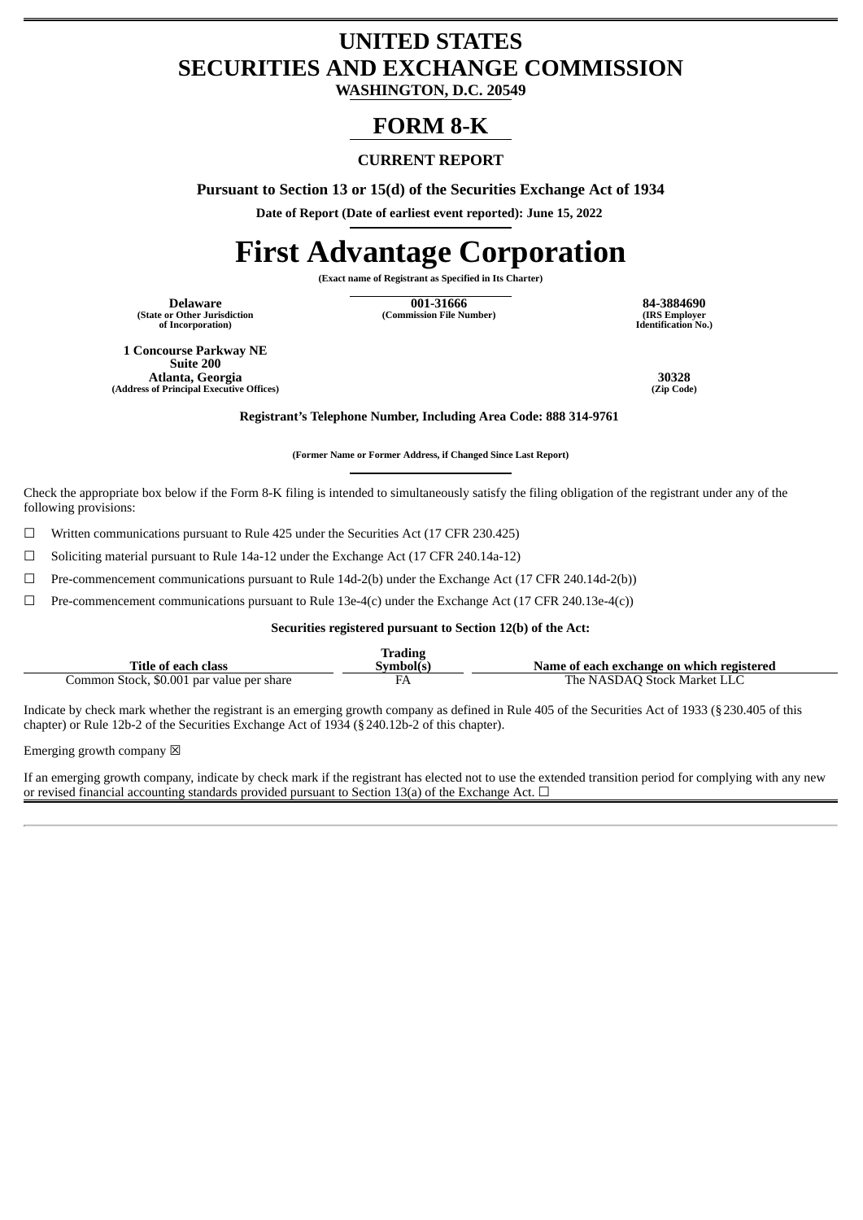# UNITED STATES
# SECURITIES AND EXCHANGE COMMISSION

**WASHINGTON, D.C. 20549**

# FORM 8-K

**CURRENT REPORT**

**Pursuant to Section 13 or 15(d) of the Securities Exchange Act of 1934**

**Date of Report (Date of earliest event reported): June 15, 2022**

# First Advantage Corporation

**(Exact name of Registrant as Specified in Its Charter)**

| **Delaware** | **001-31666** | **84-3884690** |
|---|---|---|
| **(State or Other Jurisdiction of Incorporation)** | **(Commission File Number)** | **(IRS Employer Identification No.)** |

| **1 Concourse Parkway NE Suite 200 Atlanta, Georgia** | **30328** |
|---|---|
| **(Address of Principal Executive Offices)** | **(Zip Code)** |

**Registrant's Telephone Number, Including Area Code: 888 314-9761**

**(Former Name or Former Address, if Changed Since Last Report)**

Check the appropriate box below if the Form 8-K filing is intended to simultaneously satisfy the filing obligation of the registrant under any of the following provisions:

☐ Written communications pursuant to Rule 425 under the Securities Act (17 CFR 230.425)

☐ Soliciting material pursuant to Rule 14a-12 under the Exchange Act (17 CFR 240.14a-12)

☐ Pre-commencement communications pursuant to Rule 14d-2(b) under the Exchange Act (17 CFR 240.14d-2(b))

☐ Pre-commencement communications pursuant to Rule 13e-4(c) under the Exchange Act (17 CFR 240.13e-4(c))

**Securities registered pursuant to Section 12(b) of the Act:**

| Title of each class | Trading Symbol(s) | Name of each exchange on which registered |
|---|---|---|
| Common Stock, $0.001 par value per share | FA | The NASDAQ Stock Market LLC |

Indicate by check mark whether the registrant is an emerging growth company as defined in Rule 405 of the Securities Act of 1933 (§230.405 of this chapter) or Rule 12b-2 of the Securities Exchange Act of 1934 (§240.12b-2 of this chapter).

Emerging growth company ☒

If an emerging growth company, indicate by check mark if the registrant has elected not to use the extended transition period for complying with any new or revised financial accounting standards provided pursuant to Section 13(a) of the Exchange Act. ☐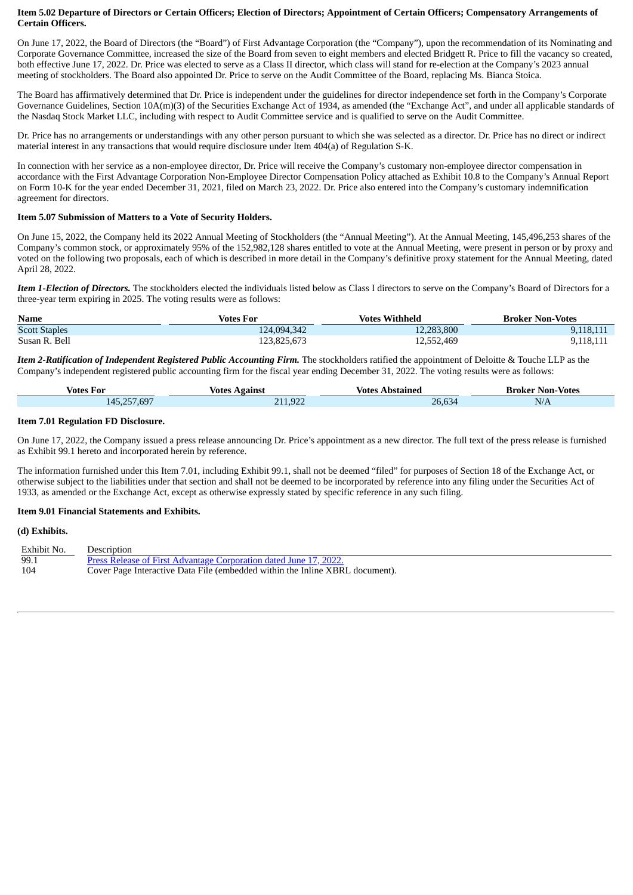**Item 5.02 Departure of Directors or Certain Officers; Election of Directors; Appointment of Certain Officers; Compensatory Arrangements of Certain Officers.**

On June 17, 2022, the Board of Directors (the "Board") of First Advantage Corporation (the "Company"), upon the recommendation of its Nominating and Corporate Governance Committee, increased the size of the Board from seven to eight members and elected Bridgett R. Price to fill the vacancy so created, both effective June 17, 2022. Dr. Price was elected to serve as a Class II director, which class will stand for re-election at the Company's 2023 annual meeting of stockholders. The Board also appointed Dr. Price to serve on the Audit Committee of the Board, replacing Ms. Bianca Stoica.

The Board has affirmatively determined that Dr. Price is independent under the guidelines for director independence set forth in the Company's Corporate Governance Guidelines, Section 10A(m)(3) of the Securities Exchange Act of 1934, as amended (the "Exchange Act", and under all applicable standards of the Nasdaq Stock Market LLC, including with respect to Audit Committee service and is qualified to serve on the Audit Committee.

Dr. Price has no arrangements or understandings with any other person pursuant to which she was selected as a director. Dr. Price has no direct or indirect material interest in any transactions that would require disclosure under Item 404(a) of Regulation S-K.

In connection with her service as a non-employee director, Dr. Price will receive the Company's customary non-employee director compensation in accordance with the First Advantage Corporation Non-Employee Director Compensation Policy attached as Exhibit 10.8 to the Company's Annual Report on Form 10-K for the year ended December 31, 2021, filed on March 23, 2022. Dr. Price also entered into the Company's customary indemnification agreement for directors.

**Item 5.07 Submission of Matters to a Vote of Security Holders.**

On June 15, 2022, the Company held its 2022 Annual Meeting of Stockholders (the "Annual Meeting"). At the Annual Meeting, 145,496,253 shares of the Company's common stock, or approximately 95% of the 152,982,128 shares entitled to vote at the Annual Meeting, were present in person or by proxy and voted on the following two proposals, each of which is described in more detail in the Company's definitive proxy statement for the Annual Meeting, dated April 28, 2022.

***Item 1-Election of Directors.*** The stockholders elected the individuals listed below as Class I directors to serve on the Company's Board of Directors for a three-year term expiring in 2025. The voting results were as follows:

| Name | Votes For | Votes Withheld | Broker Non-Votes |
|---|---|---|---|
| Scott Staples | 124,094,342 | 12,283,800 | 9,118,111 |
| Susan R. Bell | 123,825,673 | 12,552,469 | 9,118,111 |

***Item 2-Ratification of Independent Registered Public Accounting Firm.*** The stockholders ratified the appointment of Deloitte & Touche LLP as the Company's independent registered public accounting firm for the fiscal year ending December 31, 2022. The voting results were as follows:

| Votes For | Votes Against | Votes Abstained | Broker Non-Votes |
|---|---|---|---|
| 145,257,697 | 211,922 | 26,634 | N/A |

**Item 7.01 Regulation FD Disclosure.**

On June 17, 2022, the Company issued a press release announcing Dr. Price's appointment as a new director. The full text of the press release is furnished as Exhibit 99.1 hereto and incorporated herein by reference.

The information furnished under this Item 7.01, including Exhibit 99.1, shall not be deemed "filed" for purposes of Section 18 of the Exchange Act, or otherwise subject to the liabilities under that section and shall not be deemed to be incorporated by reference into any filing under the Securities Act of 1933, as amended or the Exchange Act, except as otherwise expressly stated by specific reference in any such filing.

**Item 9.01 Financial Statements and Exhibits.**

**(d) Exhibits.**

| Exhibit No. | Description |
|---|---|
| 99.1 | Press Release of First Advantage Corporation dated June 17, 2022. |
| 104 | Cover Page Interactive Data File (embedded within the Inline XBRL document). |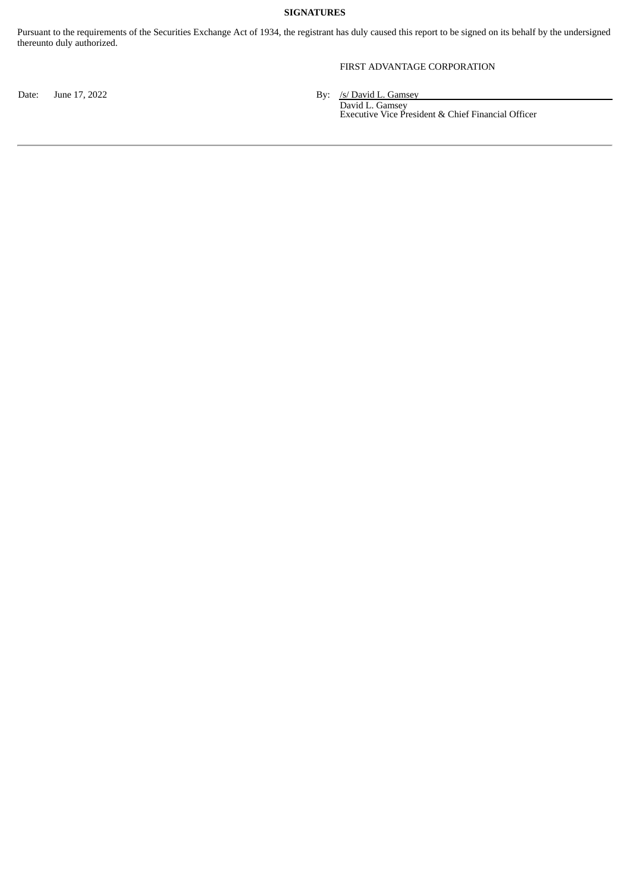**SIGNATURES**

Pursuant to the requirements of the Securities Exchange Act of 1934, the registrant has duly caused this report to be signed on its behalf by the undersigned thereunto duly authorized.

FIRST ADVANTAGE CORPORATION

Date: June 17, 2022

By: /s/ David L. Gamsey
David L. Gamsey
Executive Vice President & Chief Financial Officer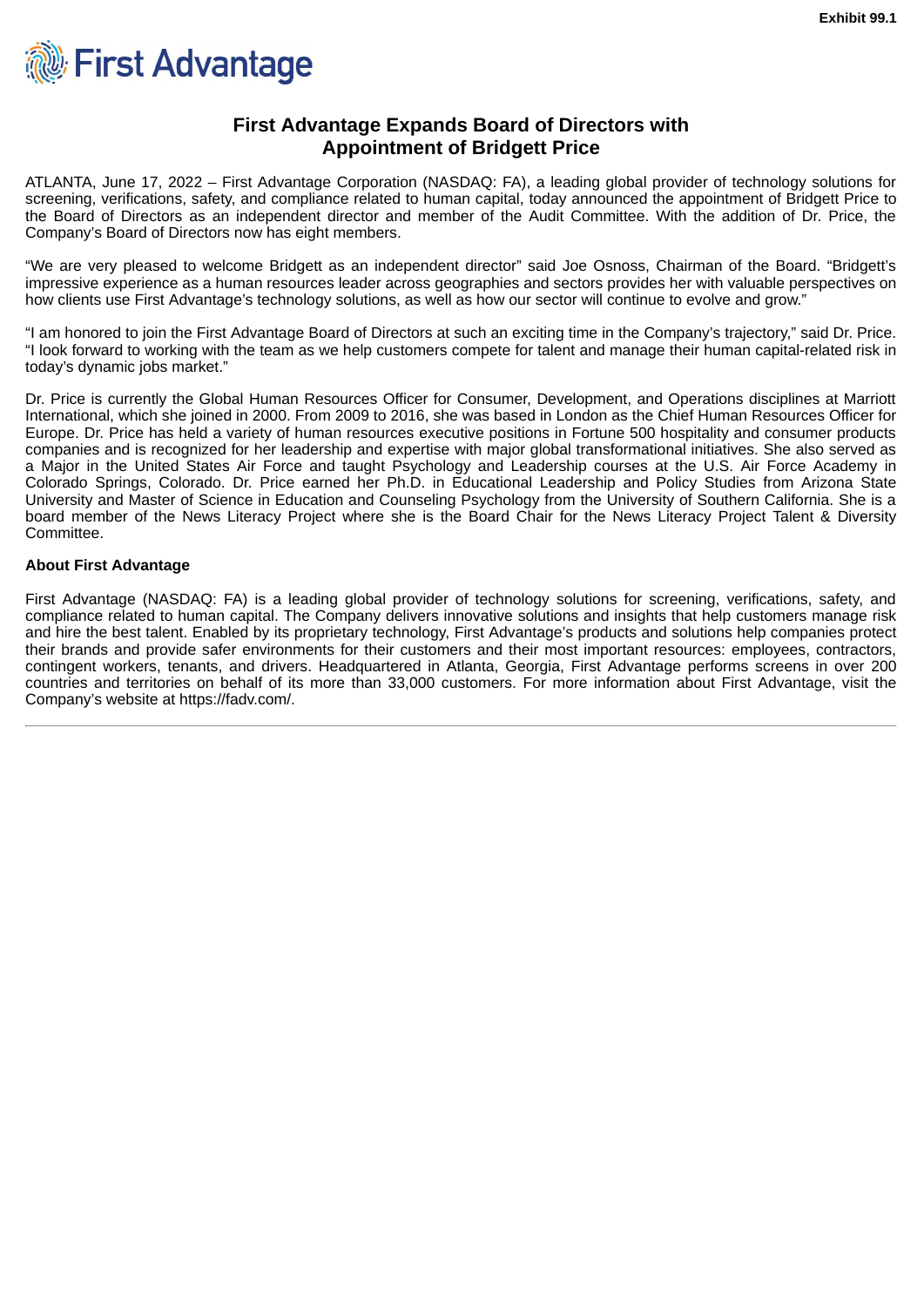Exhibit 99.1

First Advantage

# First Advantage Expands Board of Directors with Appointment of Bridgett Price

ATLANTA, June 17, 2022 – First Advantage Corporation (NASDAQ: FA), a leading global provider of technology solutions for screening, verifications, safety, and compliance related to human capital, today announced the appointment of Bridgett Price to the Board of Directors as an independent director and member of the Audit Committee. With the addition of Dr. Price, the Company's Board of Directors now has eight members.

"We are very pleased to welcome Bridgett as an independent director" said Joe Osnoss, Chairman of the Board. "Bridgett's impressive experience as a human resources leader across geographies and sectors provides her with valuable perspectives on how clients use First Advantage's technology solutions, as well as how our sector will continue to evolve and grow."

"I am honored to join the First Advantage Board of Directors at such an exciting time in the Company's trajectory," said Dr. Price. "I look forward to working with the team as we help customers compete for talent and manage their human capital-related risk in today's dynamic jobs market."

Dr. Price is currently the Global Human Resources Officer for Consumer, Development, and Operations disciplines at Marriott International, which she joined in 2000. From 2009 to 2016, she was based in London as the Chief Human Resources Officer for Europe. Dr. Price has held a variety of human resources executive positions in Fortune 500 hospitality and consumer products companies and is recognized for her leadership and expertise with major global transformational initiatives. She also served as a Major in the United States Air Force and taught Psychology and Leadership courses at the U.S. Air Force Academy in Colorado Springs, Colorado. Dr. Price earned her Ph.D. in Educational Leadership and Policy Studies from Arizona State University and Master of Science in Education and Counseling Psychology from the University of Southern California. She is a board member of the News Literacy Project where she is the Board Chair for the News Literacy Project Talent & Diversity Committee.

**About First Advantage**

First Advantage (NASDAQ: FA) is a leading global provider of technology solutions for screening, verifications, safety, and compliance related to human capital. The Company delivers innovative solutions and insights that help customers manage risk and hire the best talent. Enabled by its proprietary technology, First Advantage's products and solutions help companies protect their brands and provide safer environments for their customers and their most important resources: employees, contractors, contingent workers, tenants, and drivers. Headquartered in Atlanta, Georgia, First Advantage performs screens in over 200 countries and territories on behalf of its more than 33,000 customers. For more information about First Advantage, visit the Company's website at https://fadv.com/.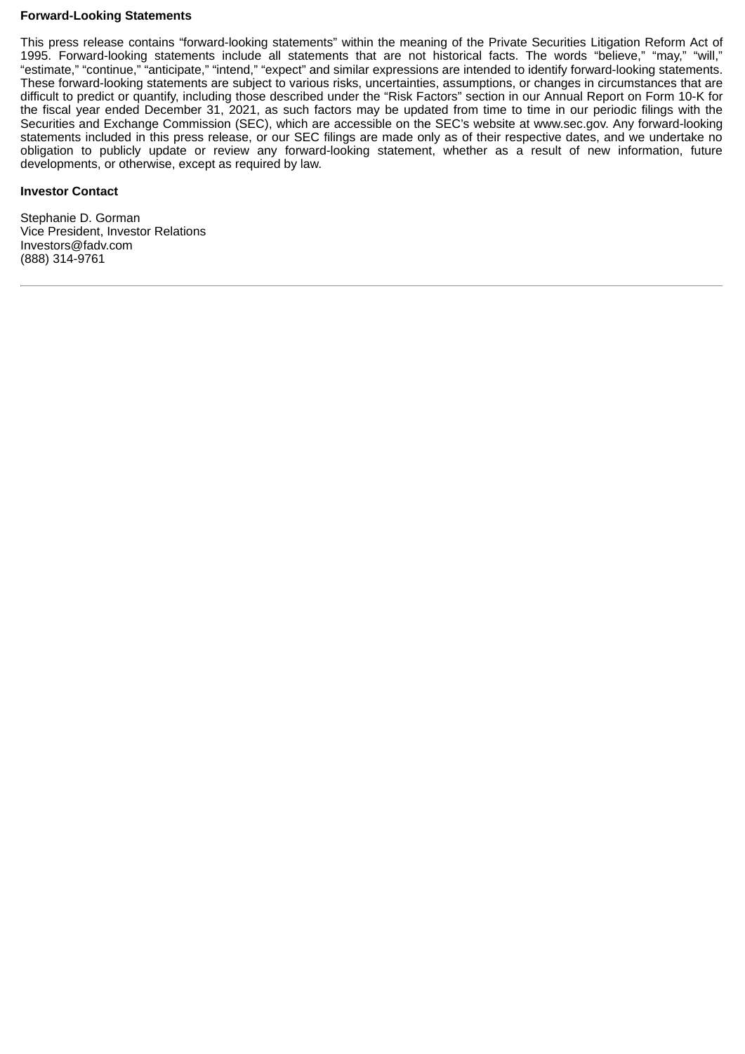**Forward-Looking Statements**

This press release contains “forward-looking statements” within the meaning of the Private Securities Litigation Reform Act of 1995. Forward-looking statements include all statements that are not historical facts. The words “believe,” “may,” “will,” “estimate,” “continue,” “anticipate,” “intend,” “expect” and similar expressions are intended to identify forward-looking statements. These forward-looking statements are subject to various risks, uncertainties, assumptions, or changes in circumstances that are difficult to predict or quantify, including those described under the “Risk Factors” section in our Annual Report on Form 10-K for the fiscal year ended December 31, 2021, as such factors may be updated from time to time in our periodic filings with the Securities and Exchange Commission (SEC), which are accessible on the SEC’s website at www.sec.gov. Any forward-looking statements included in this press release, or our SEC filings are made only as of their respective dates, and we undertake no obligation to publicly update or review any forward-looking statement, whether as a result of new information, future developments, or otherwise, except as required by law.

**Investor Contact**

Stephanie D. Gorman
Vice President, Investor Relations
Investors@fadv.com
(888) 314-9761